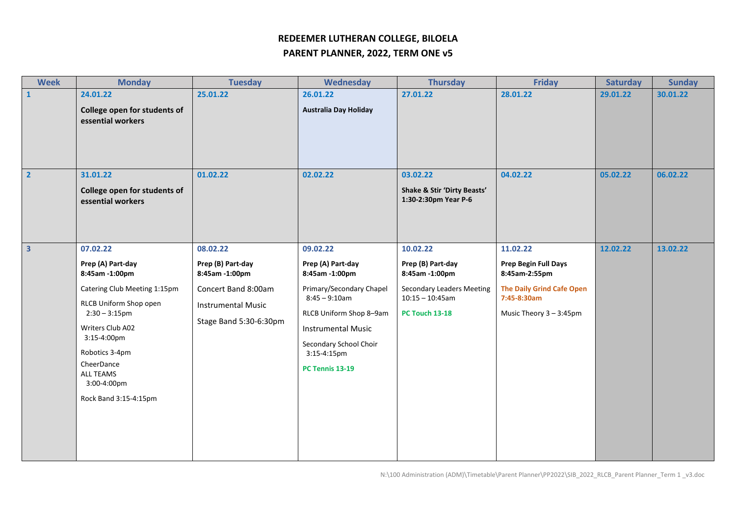# REDEEMER LUTHERAN COLLEGE, BILOELA

## PARENT PLANNER, 2022, TERM ONE v5

| Week | Monday | Tuesday | Wednesday | Thursday | Friday | Saturday | Sunday |
|---|---|---|---|---|---|---|---|
| 1 | 24.01.22<br>**College open for students of essential workers** | 25.01.22 | 26.01.22<br>**Australia Day Holiday** | 27.01.22 | 28.01.22 | 29.01.22 | 30.01.22 |
| 2 | 31.01.22<br>**College open for students of essential workers** | 01.02.22 | 02.02.22 | 03.02.22<br>**Shake & Stir 'Dirty Beasts' 1:30-2:30pm Year P-6** | 04.02.22 | 05.02.22 | 06.02.22 |
| 3 | 07.02.22<br>**Prep (A) Part-day 8:45am -1:00pm**<br>Catering Club Meeting 1:15pm<br>RLCB Uniform Shop open 2:30 – 3:15pm<br>Writers Club A02 3:15-4:00pm<br>Robotics 3-4pm<br>CheerDance ALL TEAMS 3:00-4:00pm<br>Rock Band 3:15-4:15pm | 08.02.22<br>**Prep (B) Part-day 8:45am -1:00pm**<br>Concert Band 8:00am<br>Instrumental Music<br>Stage Band 5:30-6:30pm | 09.02.22<br>**Prep (A) Part-day 8:45am -1:00pm**<br>Primary/Secondary Chapel 8:45 – 9:10am<br>RLCB Uniform Shop 8–9am<br>Instrumental Music<br>Secondary School Choir 3:15-4:15pm<br>**PC Tennis 13-19** | 10.02.22<br>**Prep (B) Part-day 8:45am -1:00pm**<br>Secondary Leaders Meeting 10:15 – 10:45am<br>**PC Touch 13-18** | 11.02.22<br>**Prep Begin Full Days 8:45am-2:55pm**<br>**The Daily Grind Cafe Open 7:45-8:30am**<br>Music Theory 3 – 3:45pm | 12.02.22 | 13.02.22 |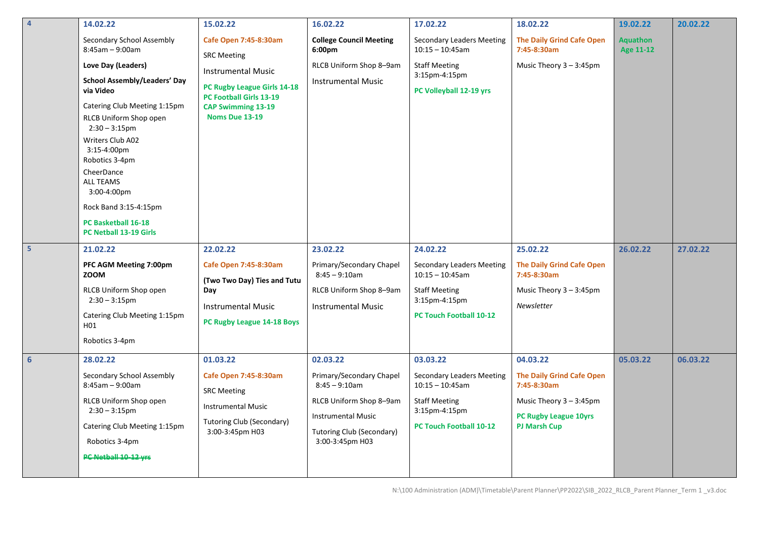| 4 | 14.02.22 | 15.02.22 | 16.02.22 | 17.02.22 | 18.02.22 | 19.02.22 | 20.02.22 |
|---|---|---|---|---|---|---|---|
| | Secondary School Assembly 8:45am – 9:00am<br>**Love Day (Leaders)**<br>**School Assembly/Leaders' Day via Video**<br>Catering Club Meeting 1:15pm<br>RLCB Uniform Shop open 2:30 – 3:15pm<br>Writers Club A02 3:15-4:00pm<br>Robotics 3-4pm<br>CheerDance ALL TEAMS 3:00-4:00pm<br>Rock Band 3:15-4:15pm<br>**PC Basketball 16-18**<br>**PC Netball 13-19 Girls** | **Cafe Open 7:45-8:30am**<br>SRC Meeting<br>Instrumental Music<br>**PC Rugby League Girls 14-18**<br>**PC Football Girls 13-19**<br>**CAP Swimming 13-19 Noms Due 13-19** | **College Council Meeting 6:00pm**<br>RLCB Uniform Shop 8–9am<br>Instrumental Music | Secondary Leaders Meeting 10:15 – 10:45am<br>Staff Meeting 3:15pm-4:15pm<br>**PC Volleyball 12-19 yrs** | **The Daily Grind Cafe Open 7:45-8:30am**<br>Music Theory 3 – 3:45pm | **Aquathon Age 11-12** | |
| **5** | **21.02.22** | **22.02.22** | **23.02.22** | **24.02.22** | **25.02.22** | **26.02.22** | **27.02.22** |
| | **PFC AGM Meeting 7:00pm ZOOM**<br>RLCB Uniform Shop open 2:30 – 3:15pm<br>Catering Club Meeting 1:15pm H01<br>Robotics 3-4pm | **Cafe Open 7:45-8:30am**<br>**(Two Two Day) Ties and Tutu Day**<br>Instrumental Music<br>**PC Rugby League 14-18 Boys** | Primary/Secondary Chapel 8:45 – 9:10am<br>RLCB Uniform Shop 8–9am<br>Instrumental Music | Secondary Leaders Meeting 10:15 – 10:45am<br>Staff Meeting 3:15pm-4:15pm<br>**PC Touch Football 10-12** | **The Daily Grind Cafe Open 7:45-8:30am**<br>Music Theory 3 – 3:45pm<br>*Newsletter* | | |
| **6** | **28.02.22** | **01.03.22** | **02.03.22** | **03.03.22** | **04.03.22** | **05.03.22** | **06.03.22** |
| | Secondary School Assembly 8:45am – 9:00am<br>RLCB Uniform Shop open 2:30 – 3:15pm<br>Catering Club Meeting 1:15pm<br>Robotics 3-4pm<br>~~**PC Netball 10-12 yrs**~~ | **Cafe Open 7:45-8:30am**<br>SRC Meeting<br>Instrumental Music<br>Tutoring Club (Secondary) 3:00-3:45pm H03 | Primary/Secondary Chapel 8:45 – 9:10am<br>RLCB Uniform Shop 8–9am<br>Instrumental Music<br>Tutoring Club (Secondary) 3:00-3:45pm H03 | Secondary Leaders Meeting 10:15 – 10:45am<br>Staff Meeting 3:15pm-4:15pm<br>**PC Touch Football 10-12** | **The Daily Grind Cafe Open 7:45-8:30am**<br>Music Theory 3 – 3:45pm<br>**PC Rugby League 10yrs PJ Marsh Cup** | | |

N:\100 Administration (ADM)\Timetable\Parent Planner\PP2022\SIB_2022_RLCB_Parent Planner_Term 1 _v3.doc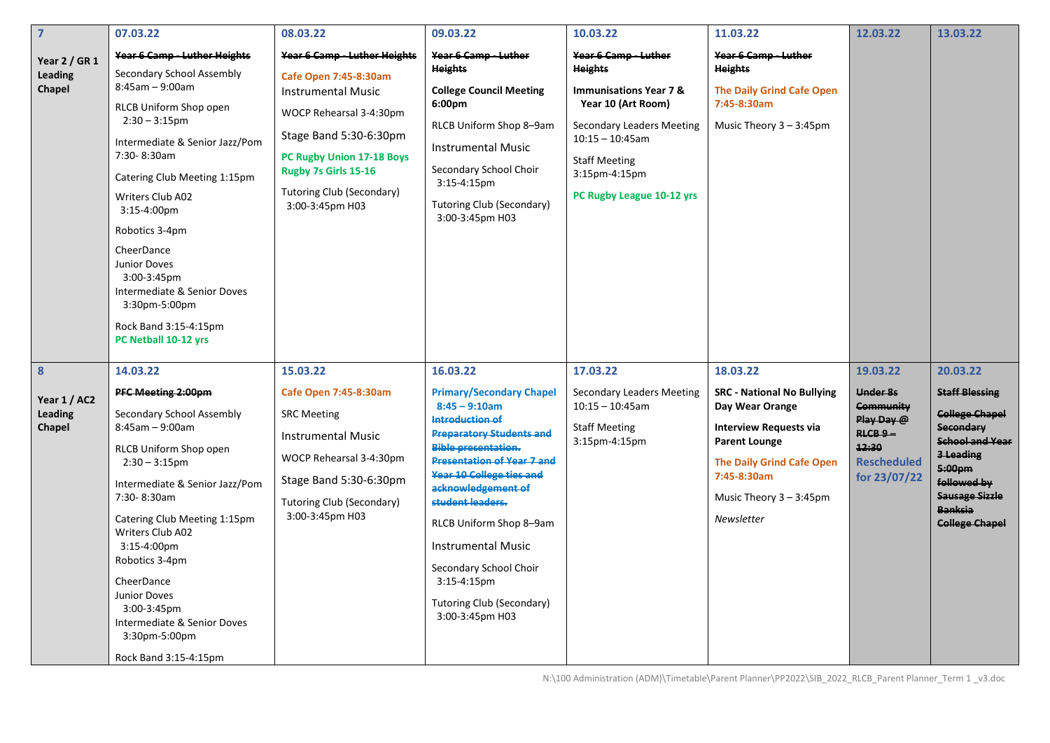| 7<br><br>**Year 2 / GR 1 Leading Chapel** | 07.03.22 | 08.03.22 | 09.03.22 | 10.03.22 | 11.03.22 | 12.03.22 | 13.03.22 |
|---|---|---|---|---|---|---|---|
| | ~~**Year 6 Camp - Luther Heights**~~<br>Secondary School Assembly 8:45am – 9:00am<br>RLCB Uniform Shop open 2:30 – 3:15pm<br>Intermediate & Senior Jazz/Pom 7:30- 8:30am<br>Catering Club Meeting 1:15pm<br>Writers Club A02 3:15-4:00pm<br>Robotics 3-4pm<br>CheerDance<br>Junior Doves 3:00-3:45pm<br>Intermediate & Senior Doves 3:30pm-5:00pm<br>Rock Band 3:15-4:15pm<br>**PC Netball 10-12 yrs** | ~~**Year 6 Camp - Luther Heights**~~<br>**Cafe Open 7:45-8:30am**<br>Instrumental Music<br>WOCP Rehearsal 3-4:30pm<br>Stage Band 5:30-6:30pm<br>**PC Rugby Union 17-18 Boys Rugby 7s Girls 15-16**<br>Tutoring Club (Secondary) 3:00-3:45pm H03 | ~~**Year 6 Camp - Luther Heights**~~<br>**College Council Meeting 6:00pm**<br>RLCB Uniform Shop 8–9am<br>Instrumental Music<br>Secondary School Choir 3:15-4:15pm<br>Tutoring Club (Secondary) 3:00-3:45pm H03 | ~~**Year 6 Camp - Luther Heights**~~<br>**Immunisations Year 7 & Year 10 (Art Room)**<br>Secondary Leaders Meeting 10:15 – 10:45am<br>Staff Meeting 3:15pm-4:15pm<br>**PC Rugby League 10-12 yrs** | ~~**Year 6 Camp - Luther Heights**~~<br>**The Daily Grind Cafe Open 7:45-8:30am**<br>Music Theory 3 – 3:45pm | | |
| 8<br><br>**Year 1 / AC2 Leading Chapel** | 14.03.22 | 15.03.22 | 16.03.22 | 17.03.22 | 18.03.22 | 19.03.22 | 20.03.22 |
| | ~~**PFC Meeting 2:00pm**~~<br>Secondary School Assembly 8:45am – 9:00am<br>RLCB Uniform Shop open 2:30 – 3:15pm<br>Intermediate & Senior Jazz/Pom 7:30- 8:30am<br>Catering Club Meeting 1:15pm<br>Writers Club A02 3:15-4:00pm<br>Robotics 3-4pm<br>CheerDance<br>Junior Doves 3:00-3:45pm<br>Intermediate & Senior Doves 3:30pm-5:00pm<br>Rock Band 3:15-4:15pm | **Cafe Open 7:45-8:30am**<br>SRC Meeting<br>Instrumental Music<br>WOCP Rehearsal 3-4:30pm<br>Stage Band 5:30-6:30pm<br>Tutoring Club (Secondary) 3:00-3:45pm H03 | **Primary/Secondary Chapel 8:45 – 9:10am**<br>~~**Introduction of Preparatory Students and Bible presentation. Presentation of Year 7 and Year 10 College ties and acknowledgement of student leaders.**~~<br>RLCB Uniform Shop 8–9am<br>Instrumental Music<br>Secondary School Choir 3:15-4:15pm<br>Tutoring Club (Secondary) 3:00-3:45pm H03 | Secondary Leaders Meeting 10:15 – 10:45am<br>Staff Meeting 3:15pm-4:15pm | **SRC - National No Bullying Day Wear Orange**<br>**Interview Requests via Parent Lounge**<br>**The Daily Grind Cafe Open 7:45-8:30am**<br>Music Theory 3 – 3:45pm<br>*Newsletter* | ~~**Under 8s Community Play Day @ RLCB 9 – 12:30**~~<br>**Rescheduled for 23/07/22** | ~~**Staff Blessing**~~<br>~~**College Chapel Secondary School and Year 3 Leading 5:00pm followed by Sausage Sizzle Banksia College Chapel**~~ |

N:\100 Administration (ADM)\Timetable\Parent Planner\PP2022\SIB_2022_RLCB_Parent Planner_Term 1 _v3.doc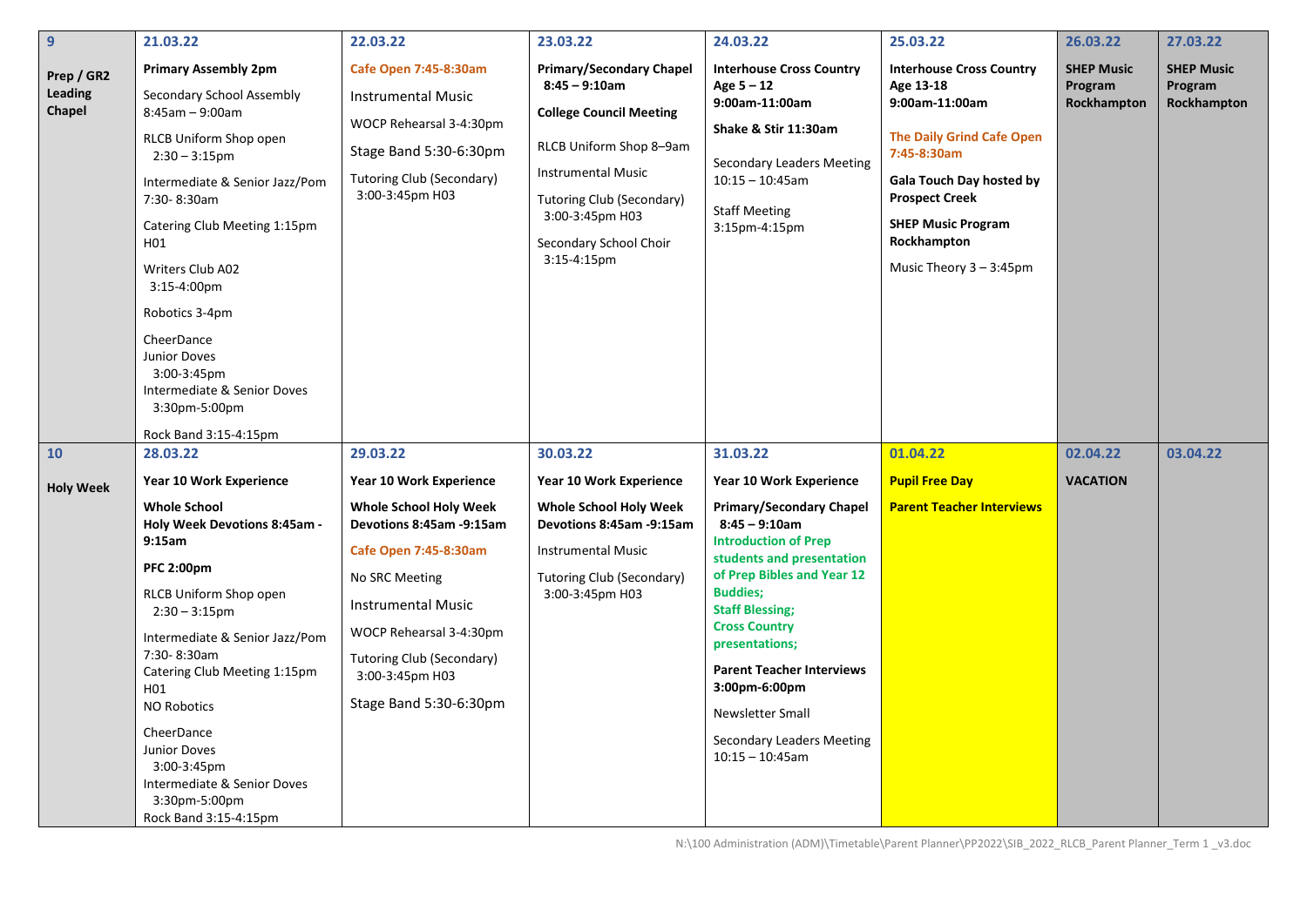| 9 Prep / GR2 Leading Chapel | 21.03.22 | 22.03.22 | 23.03.22 | 24.03.22 | 25.03.22 | 26.03.22 | 27.03.22 |
|---|---|---|---|---|---|---|---|
| | **Primary Assembly 2pm**<br>Secondary School Assembly 8:45am – 9:00am<br>RLCB Uniform Shop open 2:30 – 3:15pm<br>Intermediate & Senior Jazz/Pom 7:30- 8:30am<br>Catering Club Meeting 1:15pm H01<br>Writers Club A02 3:15-4:00pm<br>Robotics 3-4pm<br>CheerDance Junior Doves 3:00-3:45pm Intermediate & Senior Doves 3:30pm-5:00pm<br>Rock Band 3:15-4:15pm | **Cafe Open 7:45-8:30am**<br>Instrumental Music<br>WOCP Rehearsal 3-4:30pm<br>Stage Band 5:30-6:30pm<br>Tutoring Club (Secondary) 3:00-3:45pm H03 | **Primary/Secondary Chapel 8:45 – 9:10am**<br>**College Council Meeting**<br>RLCB Uniform Shop 8–9am<br>Instrumental Music<br>Tutoring Club (Secondary) 3:00-3:45pm H03<br>Secondary School Choir 3:15-4:15pm | **Interhouse Cross Country Age 5 – 12 9:00am-11:00am**<br>**Shake & Stir 11:30am**<br>Secondary Leaders Meeting 10:15 – 10:45am<br>Staff Meeting 3:15pm-4:15pm | **Interhouse Cross Country Age 13-18 9:00am-11:00am**<br>**The Daily Grind Cafe Open 7:45-8:30am**<br>**Gala Touch Day hosted by Prospect Creek**<br>**SHEP Music Program Rockhampton**<br>Music Theory 3 – 3:45pm | **SHEP Music Program Rockhampton** | **SHEP Music Program Rockhampton** |
| **10 Holy Week** | **28.03.22** | **29.03.22** | **30.03.22** | **31.03.22** | **01.04.22** | **02.04.22** | **03.04.22** |
| | **Year 10 Work Experience**<br>**Whole School Holy Week Devotions 8:45am - 9:15am**<br>**PFC 2:00pm**<br>RLCB Uniform Shop open 2:30 – 3:15pm<br>Intermediate & Senior Jazz/Pom 7:30- 8:30am<br>Catering Club Meeting 1:15pm H01<br>NO Robotics<br>CheerDance Junior Doves 3:00-3:45pm Intermediate & Senior Doves 3:30pm-5:00pm<br>Rock Band 3:15-4:15pm | **Year 10 Work Experience**<br>**Whole School Holy Week Devotions 8:45am -9:15am**<br>**Cafe Open 7:45-8:30am**<br>No SRC Meeting<br>Instrumental Music<br>WOCP Rehearsal 3-4:30pm<br>Tutoring Club (Secondary) 3:00-3:45pm H03<br>Stage Band 5:30-6:30pm | **Year 10 Work Experience**<br>**Whole School Holy Week Devotions 8:45am -9:15am**<br>Instrumental Music<br>Tutoring Club (Secondary) 3:00-3:45pm H03 | **Year 10 Work Experience**<br>**Primary/Secondary Chapel 8:45 – 9:10am**<br>**Introduction of Prep students and presentation of Prep Bibles and Year 12 Buddies;**<br>**Staff Blessing;**<br>**Cross Country presentations;**<br>**Parent Teacher Interviews 3:00pm-6:00pm**<br>Newsletter Small<br>Secondary Leaders Meeting 10:15 – 10:45am | **Pupil Free Day**<br>**Parent Teacher Interviews** | **VACATION** | |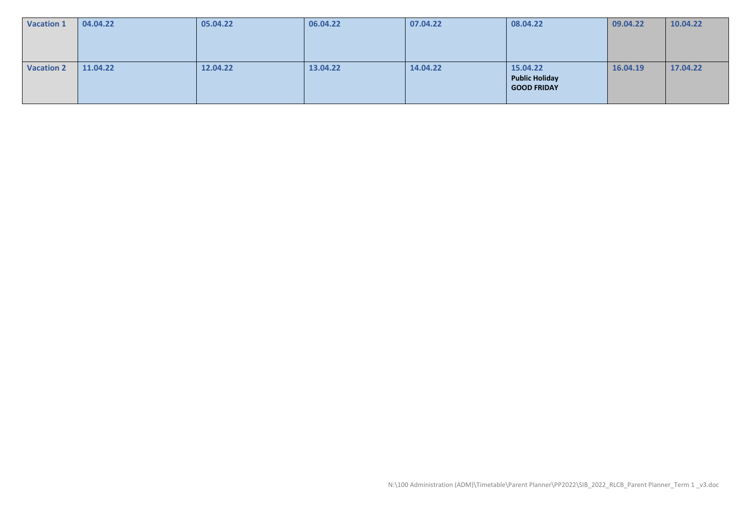| | | | | | | | |
|---|---|---|---|---|---|---|---|
| **Vacation 1** | **04.04.22** | **05.04.22** | **06.04.22** | **07.04.22** | **08.04.22** | **09.04.22** | **10.04.22** |
| **Vacation 2** | **11.04.22** | **12.04.22** | **13.04.22** | **14.04.22** | **15.04.22**<br>**Public Holiday**<br>**GOOD FRIDAY** | **16.04.19** | **17.04.22** |

N:\100 Administration (ADM)\Timetable\Parent Planner\PP2022\SIB_2022_RLCB_Parent Planner_Term 1 _v3.doc